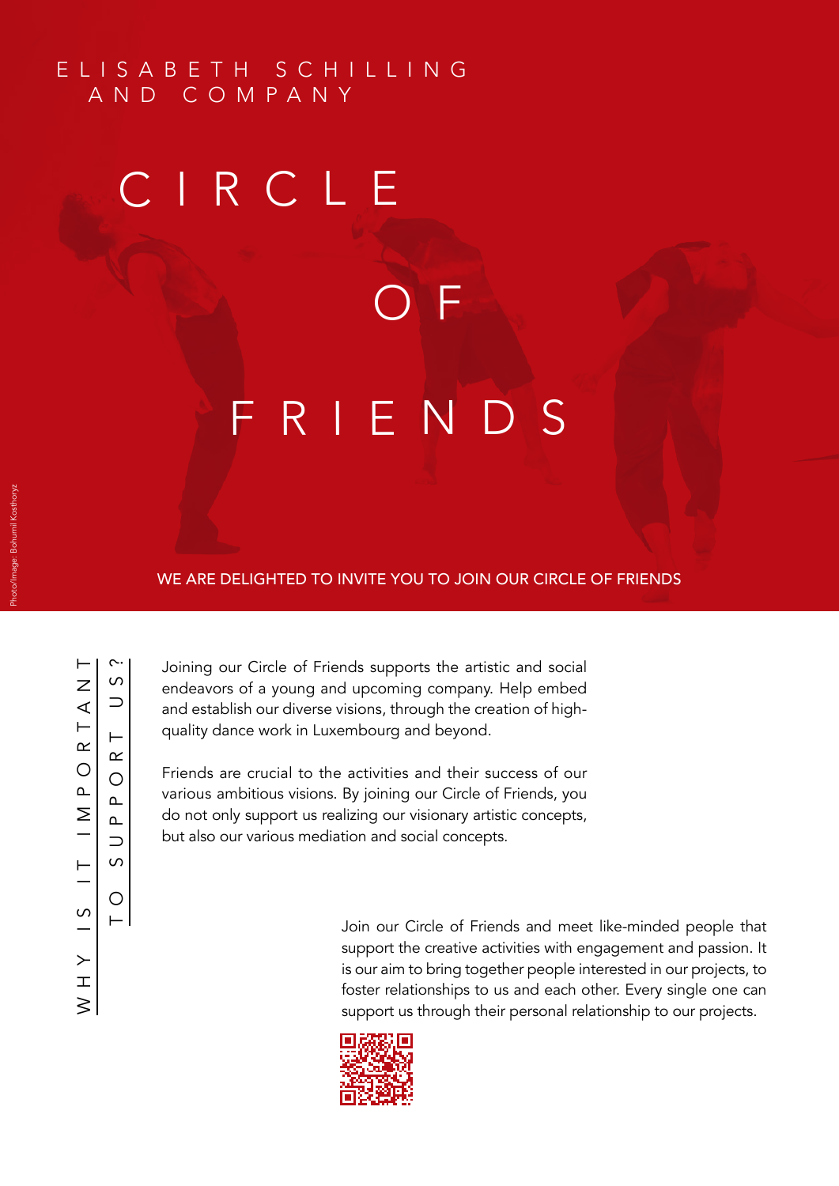ELISABETH SCHILLING AND COMPANY

# CIRCLE OF FRIENDS

Photo/Image: Bohumil Kostohryz

WE ARE DELIGHTED TO INVITE YOU TO JOIN OUR CIRCLE OF FRIENDS

## WHY IS IT IMPORTANT TO SUPPORT US?

Joining our Circle of Friends supports the artistic and social endeavors of a young and upcoming company. Help embed and establish our diverse visions, through the creation of high-quality dance work in Luxembourg and beyond.

Friends are crucial to the activities and their success of our various ambitious visions. By joining our Circle of Friends, you do not only support us realizing our visionary artistic concepts, but also our various mediation and social concepts.

Join our Circle of Friends and meet like-minded people that support the creative activities with engagement and passion. It is our aim to bring together people interested in our projects, to foster relationships to us and each other. Every single one can support us through their personal relationship to our projects.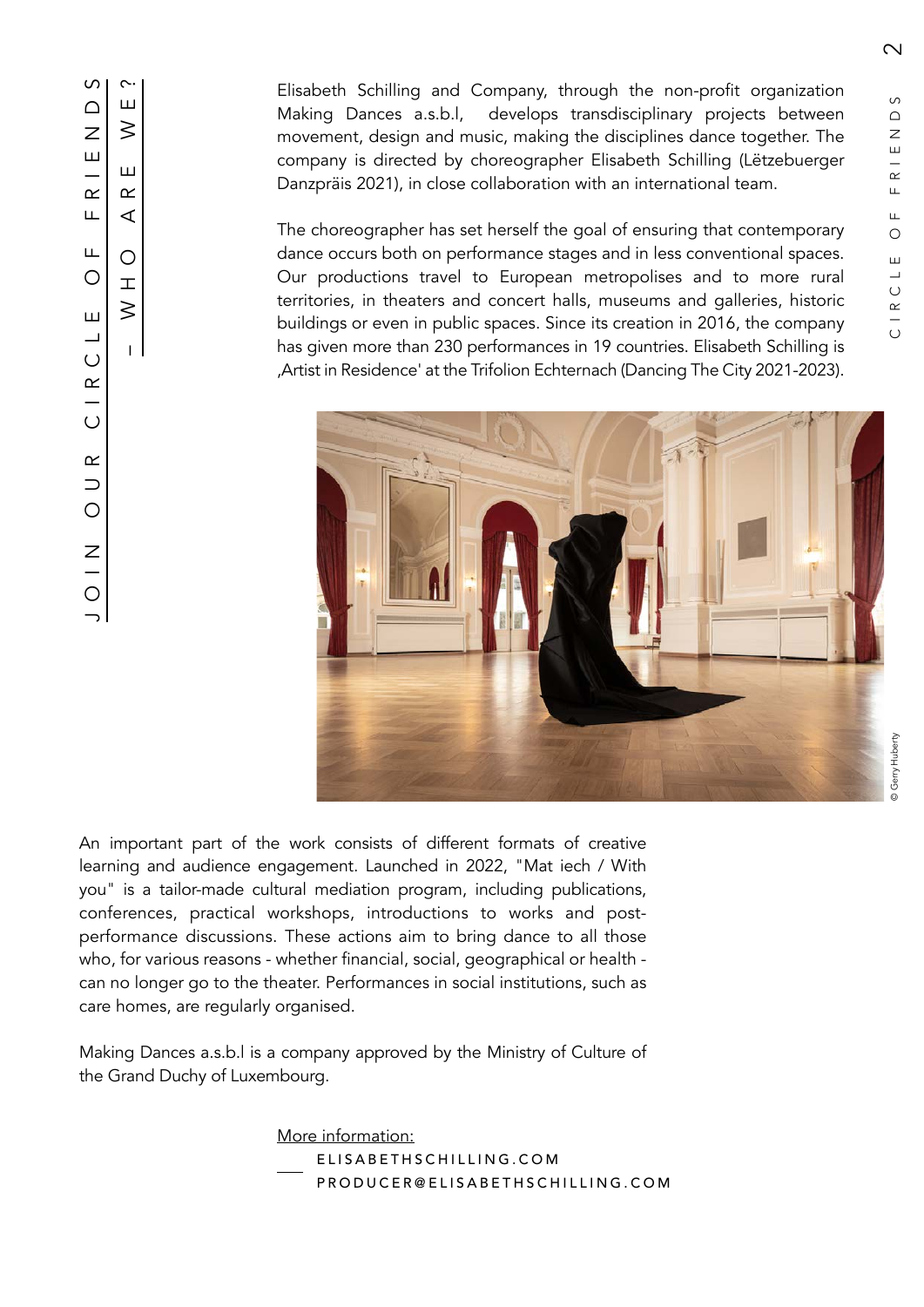## JOIN OUR CIRCLE OF FRIENDS – WHO ARE WE?

Elisabeth Schilling and Company, through the non-profit organization Making Dances a.s.b.l, develops transdisciplinary projects between movement, design and music, making the disciplines dance together. The company is directed by choreographer Elisabeth Schilling (Lëtzebuerger Danzpräis 2021), in close collaboration with an international team.

The choreographer has set herself the goal of ensuring that contemporary dance occurs both on performance stages and in less conventional spaces. Our productions travel to European metropolises and to more rural territories, in theaters and concert halls, museums and galleries, historic buildings or even in public spaces. Since its creation in 2016, the company has given more than 230 performances in 19 countries. Elisabeth Schilling is ‚Artist in Residence' at the Trifolion Echternach (Dancing The City 2021-2023).

© Gerry Huberty

An important part of the work consists of different formats of creative learning and audience engagement. Launched in 2022, "Mat iech / With you" is a tailor-made cultural mediation program, including publications, conferences, practical workshops, introductions to works and post-performance discussions. These actions aim to bring dance to all those who, for various reasons - whether financial, social, geographical or health - can no longer go to the theater. Performances in social institutions, such as care homes, are regularly organised.

Making Dances a.s.b.l is a company approved by the Ministry of Culture of the Grand Duchy of Luxembourg.

More information:
ELISABETHSCHILLING.COM
PRODUCER@ELISABETHSCHILLING.COM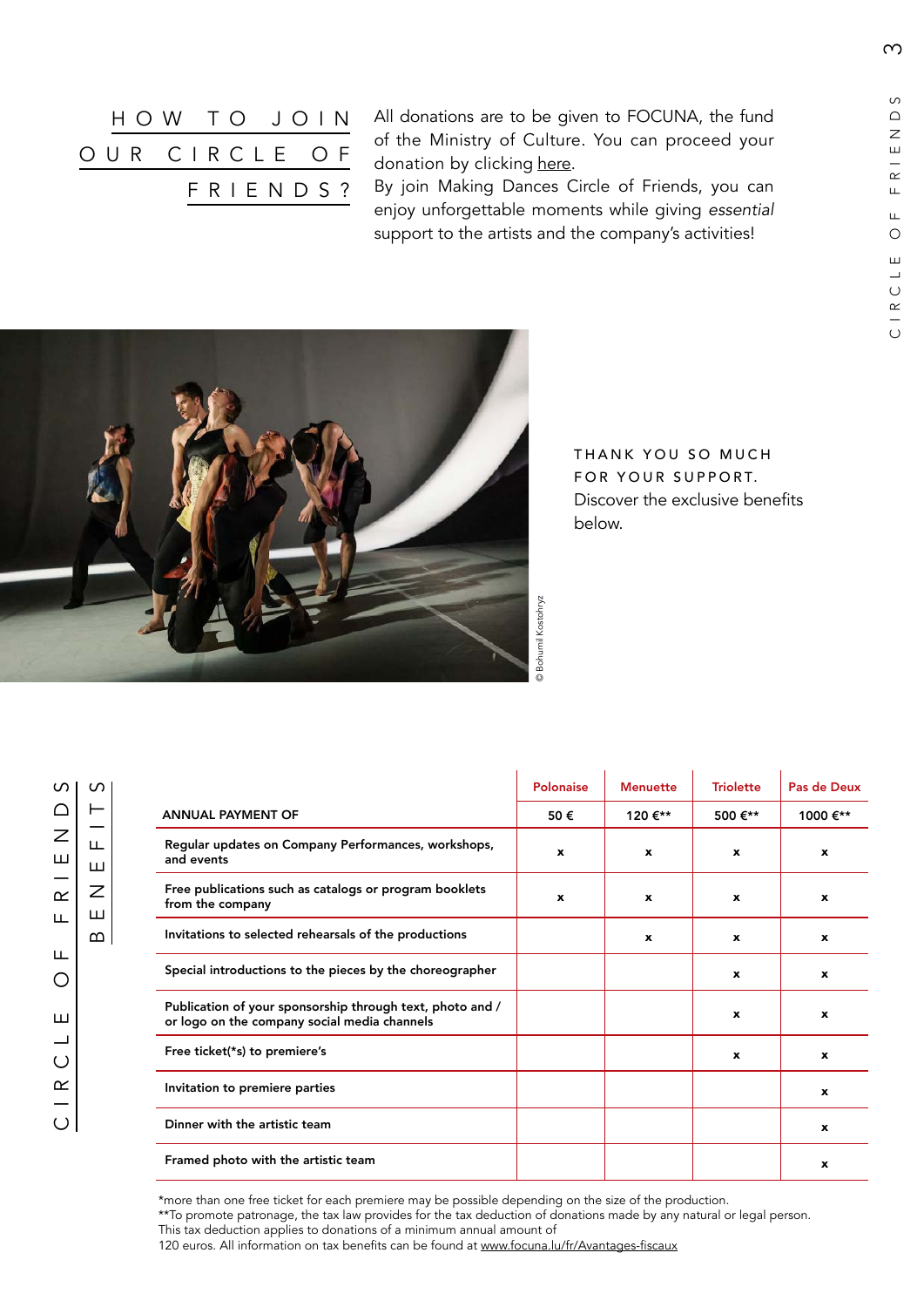## HOW TO JOIN OUR CIRCLE OF FRIENDS?

All donations are to be given to FOCUNA, the fund of the Ministry of Culture. You can proceed your donation by clicking here.
By join Making Dances Circle of Friends, you can enjoy unforgettable moments while giving *essential* support to the artists and the company's activities!

© Bohumil Kostohryz

THANK YOU SO MUCH
FOR YOUR SUPPORT.
Discover the exclusive benefits below.

## CIRCLE OF FRIENDS BENEFITS

| | Polonaise | Menuette | Triolette | Pas de Deux |
|---|---|---|---|---|
| **ANNUAL PAYMENT OF** | **50 €** | **120 €\*\*** | **500 €\*\*** | **1000 €\*\*** |
| **Regular updates on Company Performances, workshops, and events** | x | x | x | x |
| **Free publications such as catalogs or program booklets from the company** | x | x | x | x |
| **Invitations to selected rehearsals of the productions** | | x | x | x |
| **Special introductions to the pieces by the choreographer** | | | x | x |
| **Publication of your sponsorship through text, photo and / or logo on the company social media channels** | | | x | x |
| **Free ticket(\*s) to premiere's** | | | x | x |
| **Invitation to premiere parties** | | | | x |
| **Dinner with the artistic team** | | | | x |
| **Framed photo with the artistic team** | | | | x |

*more than one free ticket for each premiere may be possible depending on the size of the production.
**To promote patronage, the tax law provides for the tax deduction of donations made by any natural or legal person. This tax deduction applies to donations of a minimum annual amount of
120 euros. All information on tax benefits can be found at www.focuna.lu/fr/Avantages-fiscaux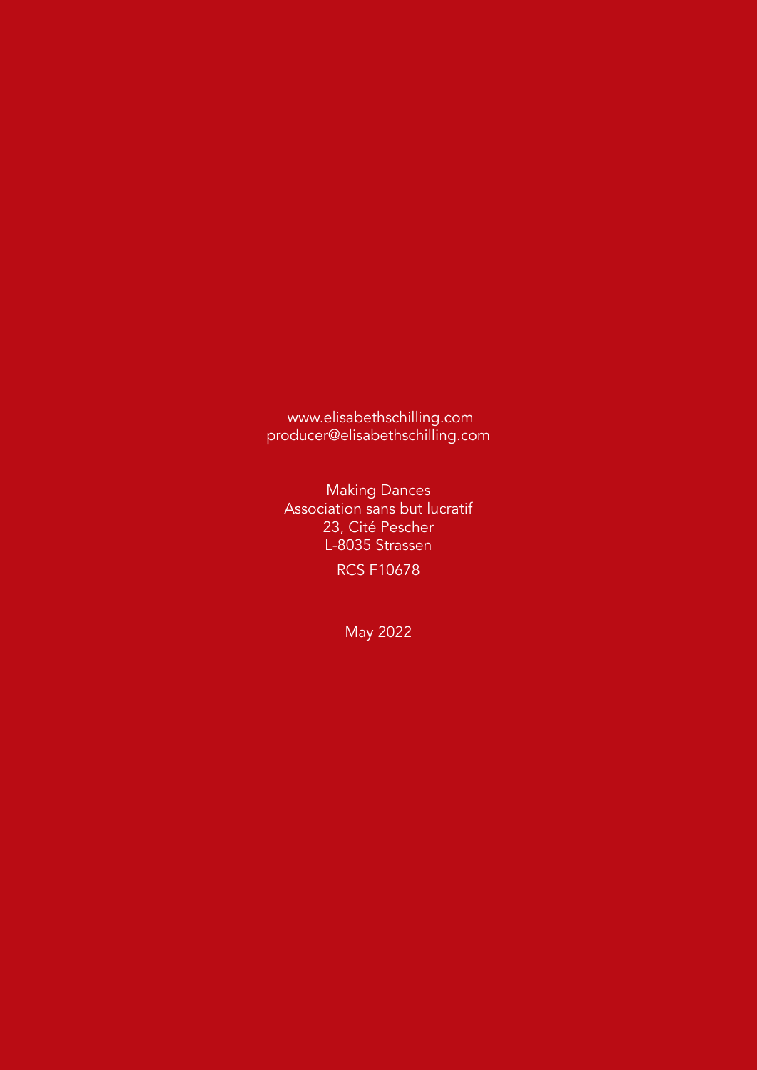www.elisabethschilling.com
producer@elisabethschilling.com

Making Dances
Association sans but lucratif
23, Cité Pescher
L-8035 Strassen
RCS F10678

May 2022